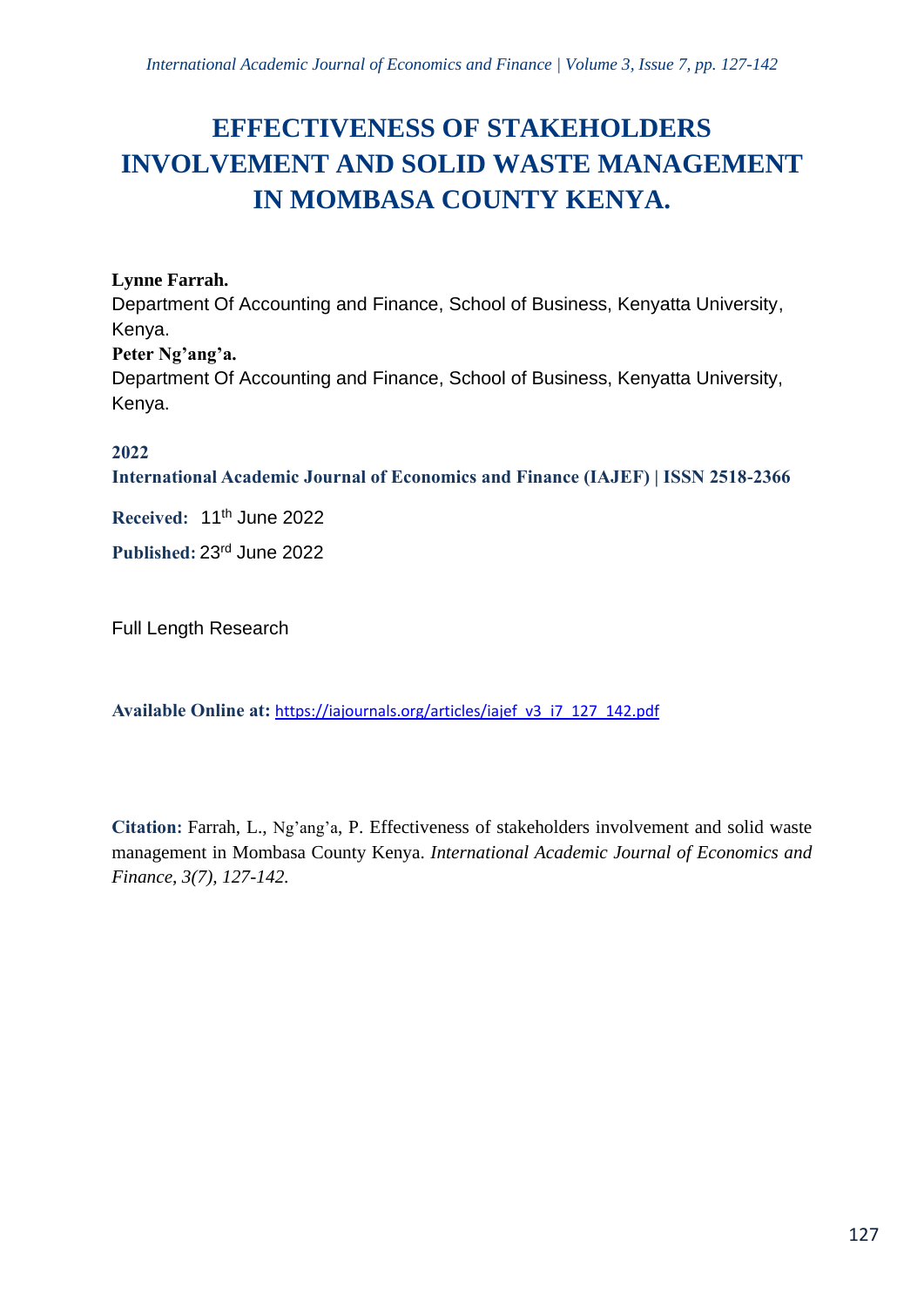# EFFECTIVENESS OF STAKEHOLDERS INVOLVEMENT AND SOLID WASTE MANAGEMENT IN MOMBASA COUNTY KENYA.

**Lynne Farrah.**
Department Of Accounting and Finance, School of Business, Kenyatta University, Kenya.
**Peter Ng'ang'a.**
Department Of Accounting and Finance, School of Business, Kenyatta University, Kenya.

**2022**
**International Academic Journal of Economics and Finance (IAJEF) | ISSN 2518-2366**

**Received:** 11th June 2022

**Published:** 23rd June 2022

Full Length Research

**Available Online at:** https://iajournals.org/articles/iajef_v3_i7_127_142.pdf

**Citation:** Farrah, L., Ng'ang'a, P. Effectiveness of stakeholders involvement and solid waste management in Mombasa County Kenya. *International Academic Journal of Economics and Finance, 3(7), 127-142.*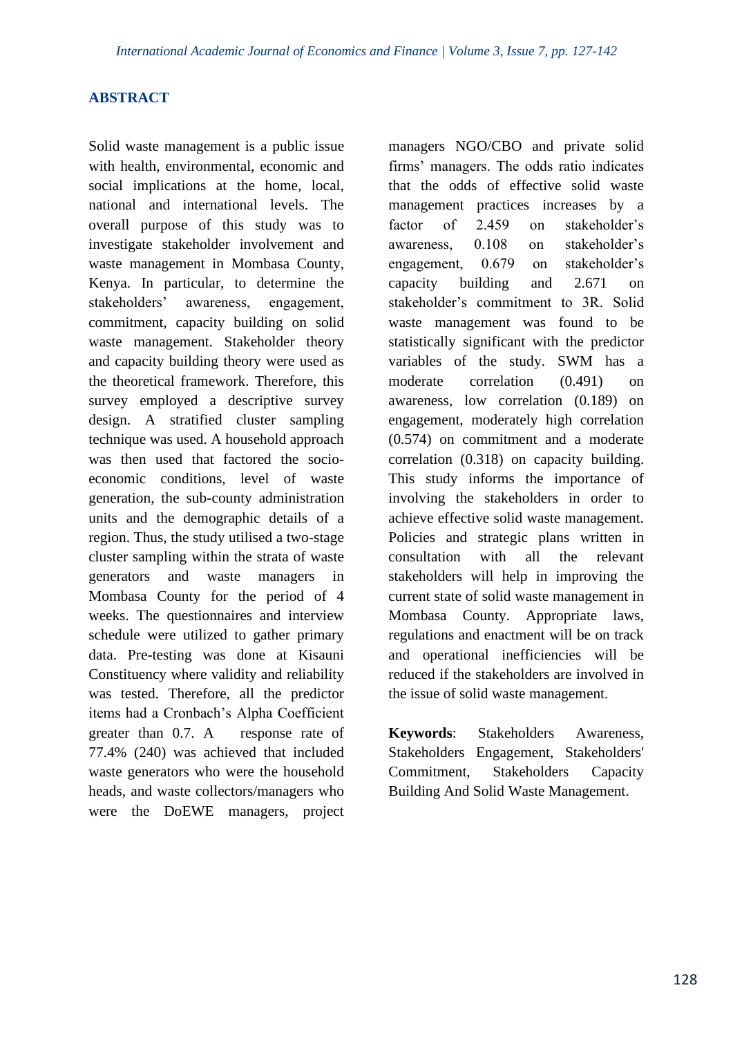## ABSTRACT

Solid waste management is a public issue with health, environmental, economic and social implications at the home, local, national and international levels. The overall purpose of this study was to investigate stakeholder involvement and waste management in Mombasa County, Kenya. In particular, to determine the stakeholders' awareness, engagement, commitment, capacity building on solid waste management. Stakeholder theory and capacity building theory were used as the theoretical framework. Therefore, this survey employed a descriptive survey design. A stratified cluster sampling technique was used. A household approach was then used that factored the socio-economic conditions, level of waste generation, the sub-county administration units and the demographic details of a region. Thus, the study utilised a two-stage cluster sampling within the strata of waste generators and waste managers in Mombasa County for the period of 4 weeks. The questionnaires and interview schedule were utilized to gather primary data. Pre-testing was done at Kisauni Constituency where validity and reliability was tested. Therefore, all the predictor items had a Cronbach's Alpha Coefficient greater than 0.7. A response rate of 77.4% (240) was achieved that included waste generators who were the household heads, and waste collectors/managers who were the DoEWE managers, project managers NGO/CBO and private solid firms' managers. The odds ratio indicates that the odds of effective solid waste management practices increases by a factor of 2.459 on stakeholder's awareness, 0.108 on stakeholder's engagement, 0.679 on stakeholder's capacity building and 2.671 on stakeholder's commitment to 3R. Solid waste management was found to be statistically significant with the predictor variables of the study. SWM has a moderate correlation (0.491) on awareness, low correlation (0.189) on engagement, moderately high correlation (0.574) on commitment and a moderate correlation (0.318) on capacity building. This study informs the importance of involving the stakeholders in order to achieve effective solid waste management. Policies and strategic plans written in consultation with all the relevant stakeholders will help in improving the current state of solid waste management in Mombasa County. Appropriate laws, regulations and enactment will be on track and operational inefficiencies will be reduced if the stakeholders are involved in the issue of solid waste management.

**Keywords**: Stakeholders Awareness, Stakeholders Engagement, Stakeholders' Commitment, Stakeholders Capacity Building And Solid Waste Management.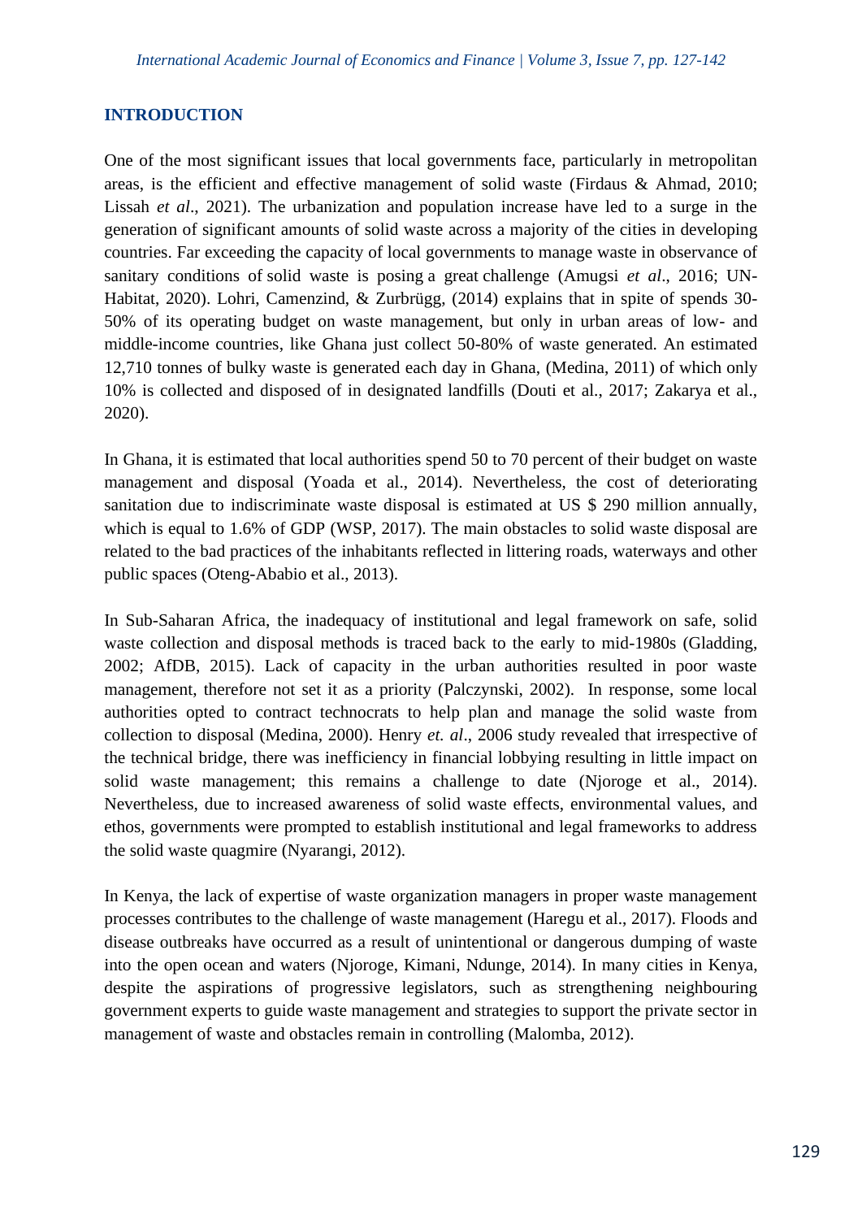## INTRODUCTION

One of the most significant issues that local governments face, particularly in metropolitan areas, is the efficient and effective management of solid waste (Firdaus & Ahmad, 2010; Lissah *et al*., 2021). The urbanization and population increase have led to a surge in the generation of significant amounts of solid waste across a majority of the cities in developing countries. Far exceeding the capacity of local governments to manage waste in observance of sanitary conditions of solid waste is posing a great challenge (Amugsi *et al*., 2016; UN-Habitat, 2020). Lohri, Camenzind, & Zurbrügg, (2014) explains that in spite of spends 30-50% of its operating budget on waste management, but only in urban areas of low- and middle-income countries, like Ghana just collect 50-80% of waste generated. An estimated 12,710 tonnes of bulky waste is generated each day in Ghana, (Medina, 2011) of which only 10% is collected and disposed of in designated landfills (Douti et al., 2017; Zakarya et al., 2020).

In Ghana, it is estimated that local authorities spend 50 to 70 percent of their budget on waste management and disposal (Yoada et al., 2014). Nevertheless, the cost of deteriorating sanitation due to indiscriminate waste disposal is estimated at US $ 290 million annually, which is equal to 1.6% of GDP (WSP, 2017). The main obstacles to solid waste disposal are related to the bad practices of the inhabitants reflected in littering roads, waterways and other public spaces (Oteng-Ababio et al., 2013).

In Sub-Saharan Africa, the inadequacy of institutional and legal framework on safe, solid waste collection and disposal methods is traced back to the early to mid-1980s (Gladding, 2002; AfDB, 2015). Lack of capacity in the urban authorities resulted in poor waste management, therefore not set it as a priority (Palczynski, 2002). In response, some local authorities opted to contract technocrats to help plan and manage the solid waste from collection to disposal (Medina, 2000). Henry *et. al*., 2006 study revealed that irrespective of the technical bridge, there was inefficiency in financial lobbying resulting in little impact on solid waste management; this remains a challenge to date (Njoroge et al., 2014). Nevertheless, due to increased awareness of solid waste effects, environmental values, and ethos, governments were prompted to establish institutional and legal frameworks to address the solid waste quagmire (Nyarangi, 2012).

In Kenya, the lack of expertise of waste organization managers in proper waste management processes contributes to the challenge of waste management (Haregu et al., 2017). Floods and disease outbreaks have occurred as a result of unintentional or dangerous dumping of waste into the open ocean and waters (Njoroge, Kimani, Ndunge, 2014). In many cities in Kenya, despite the aspirations of progressive legislators, such as strengthening neighbouring government experts to guide waste management and strategies to support the private sector in management of waste and obstacles remain in controlling (Malomba, 2012).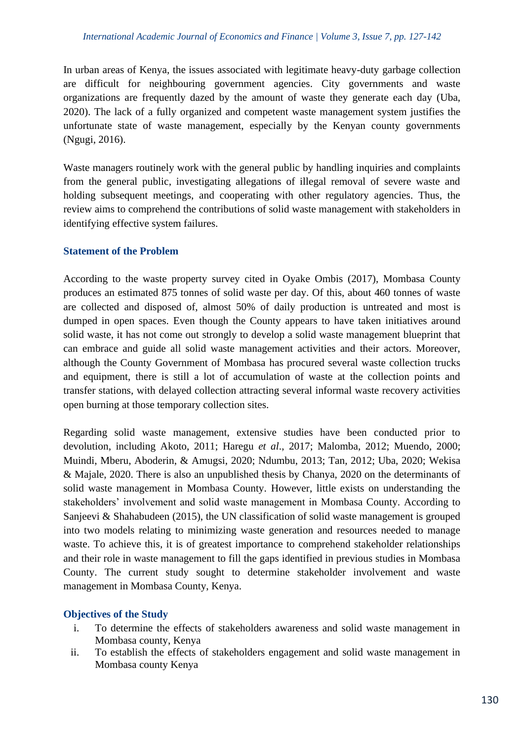In urban areas of Kenya, the issues associated with legitimate heavy-duty garbage collection are difficult for neighbouring government agencies. City governments and waste organizations are frequently dazed by the amount of waste they generate each day (Uba, 2020). The lack of a fully organized and competent waste management system justifies the unfortunate state of waste management, especially by the Kenyan county governments (Ngugi, 2016).

Waste managers routinely work with the general public by handling inquiries and complaints from the general public, investigating allegations of illegal removal of severe waste and holding subsequent meetings, and cooperating with other regulatory agencies. Thus, the review aims to comprehend the contributions of solid waste management with stakeholders in identifying effective system failures.

## Statement of the Problem

According to the waste property survey cited in Oyake Ombis (2017), Mombasa County produces an estimated 875 tonnes of solid waste per day. Of this, about 460 tonnes of waste are collected and disposed of, almost 50% of daily production is untreated and most is dumped in open spaces. Even though the County appears to have taken initiatives around solid waste, it has not come out strongly to develop a solid waste management blueprint that can embrace and guide all solid waste management activities and their actors. Moreover, although the County Government of Mombasa has procured several waste collection trucks and equipment, there is still a lot of accumulation of waste at the collection points and transfer stations, with delayed collection attracting several informal waste recovery activities open burning at those temporary collection sites.

Regarding solid waste management, extensive studies have been conducted prior to devolution, including Akoto, 2011; Haregu *et al*., 2017; Malomba, 2012; Muendo, 2000; Muindi, Mberu, Aboderin, & Amugsi, 2020; Ndumbu, 2013; Tan, 2012; Uba, 2020; Wekisa & Majale, 2020. There is also an unpublished thesis by Chanya, 2020 on the determinants of solid waste management in Mombasa County. However, little exists on understanding the stakeholders' involvement and solid waste management in Mombasa County. According to Sanjeevi & Shahabudeen (2015), the UN classification of solid waste management is grouped into two models relating to minimizing waste generation and resources needed to manage waste. To achieve this, it is of greatest importance to comprehend stakeholder relationships and their role in waste management to fill the gaps identified in previous studies in Mombasa County. The current study sought to determine stakeholder involvement and waste management in Mombasa County, Kenya.

## Objectives of the Study

i. To determine the effects of stakeholders awareness and solid waste management in Mombasa county, Kenya
ii. To establish the effects of stakeholders engagement and solid waste management in Mombasa county Kenya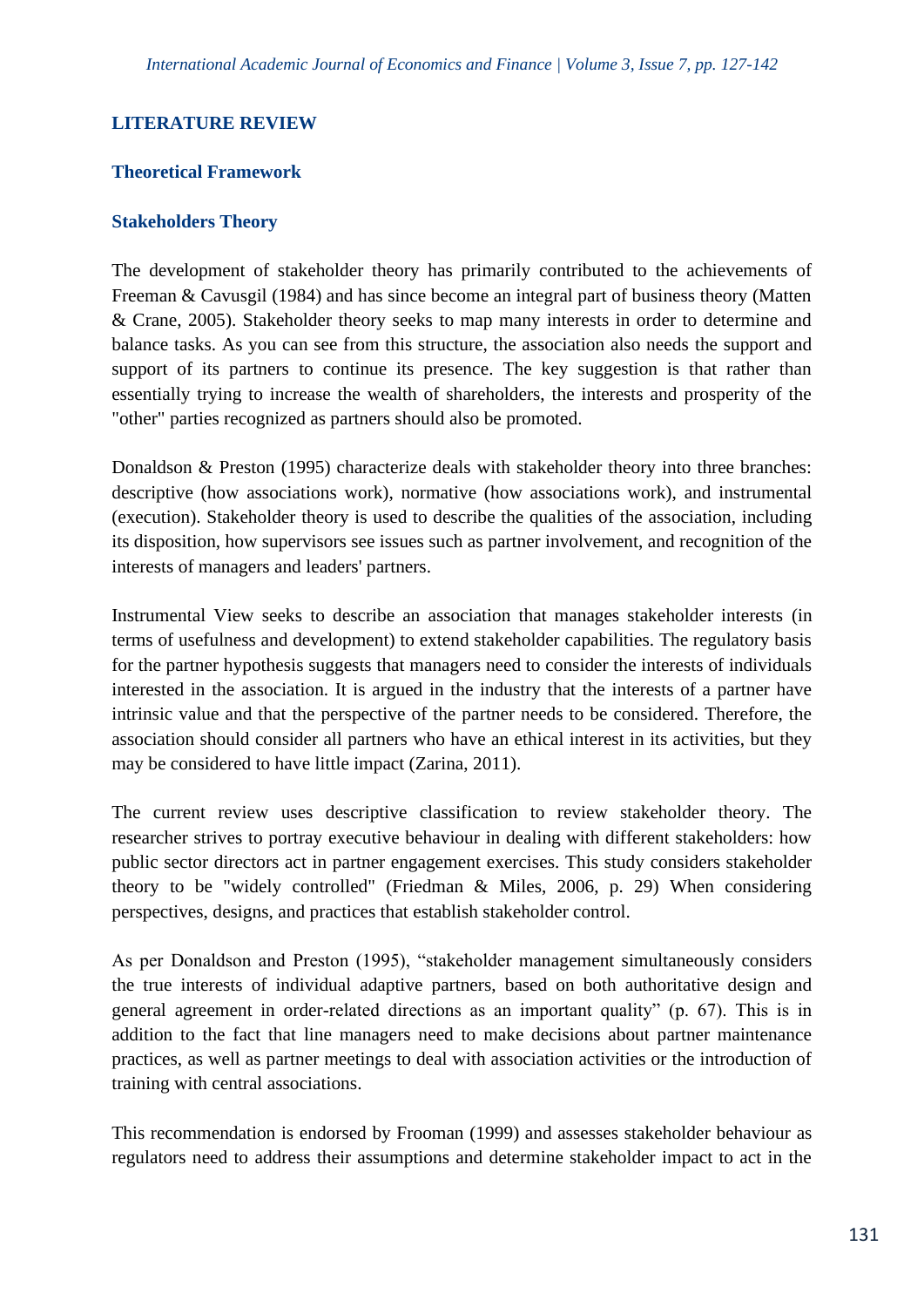## LITERATURE REVIEW

### Theoretical Framework

### Stakeholders Theory

The development of stakeholder theory has primarily contributed to the achievements of Freeman & Cavusgil (1984) and has since become an integral part of business theory (Matten & Crane, 2005). Stakeholder theory seeks to map many interests in order to determine and balance tasks. As you can see from this structure, the association also needs the support and support of its partners to continue its presence. The key suggestion is that rather than essentially trying to increase the wealth of shareholders, the interests and prosperity of the "other" parties recognized as partners should also be promoted.

Donaldson & Preston (1995) characterize deals with stakeholder theory into three branches: descriptive (how associations work), normative (how associations work), and instrumental (execution). Stakeholder theory is used to describe the qualities of the association, including its disposition, how supervisors see issues such as partner involvement, and recognition of the interests of managers and leaders' partners.

Instrumental View seeks to describe an association that manages stakeholder interests (in terms of usefulness and development) to extend stakeholder capabilities. The regulatory basis for the partner hypothesis suggests that managers need to consider the interests of individuals interested in the association. It is argued in the industry that the interests of a partner have intrinsic value and that the perspective of the partner needs to be considered. Therefore, the association should consider all partners who have an ethical interest in its activities, but they may be considered to have little impact (Zarina, 2011).

The current review uses descriptive classification to review stakeholder theory. The researcher strives to portray executive behaviour in dealing with different stakeholders: how public sector directors act in partner engagement exercises. This study considers stakeholder theory to be "widely controlled" (Friedman & Miles, 2006, p. 29) When considering perspectives, designs, and practices that establish stakeholder control.

As per Donaldson and Preston (1995), "stakeholder management simultaneously considers the true interests of individual adaptive partners, based on both authoritative design and general agreement in order-related directions as an important quality" (p. 67). This is in addition to the fact that line managers need to make decisions about partner maintenance practices, as well as partner meetings to deal with association activities or the introduction of training with central associations.

This recommendation is endorsed by Frooman (1999) and assesses stakeholder behaviour as regulators need to address their assumptions and determine stakeholder impact to act in the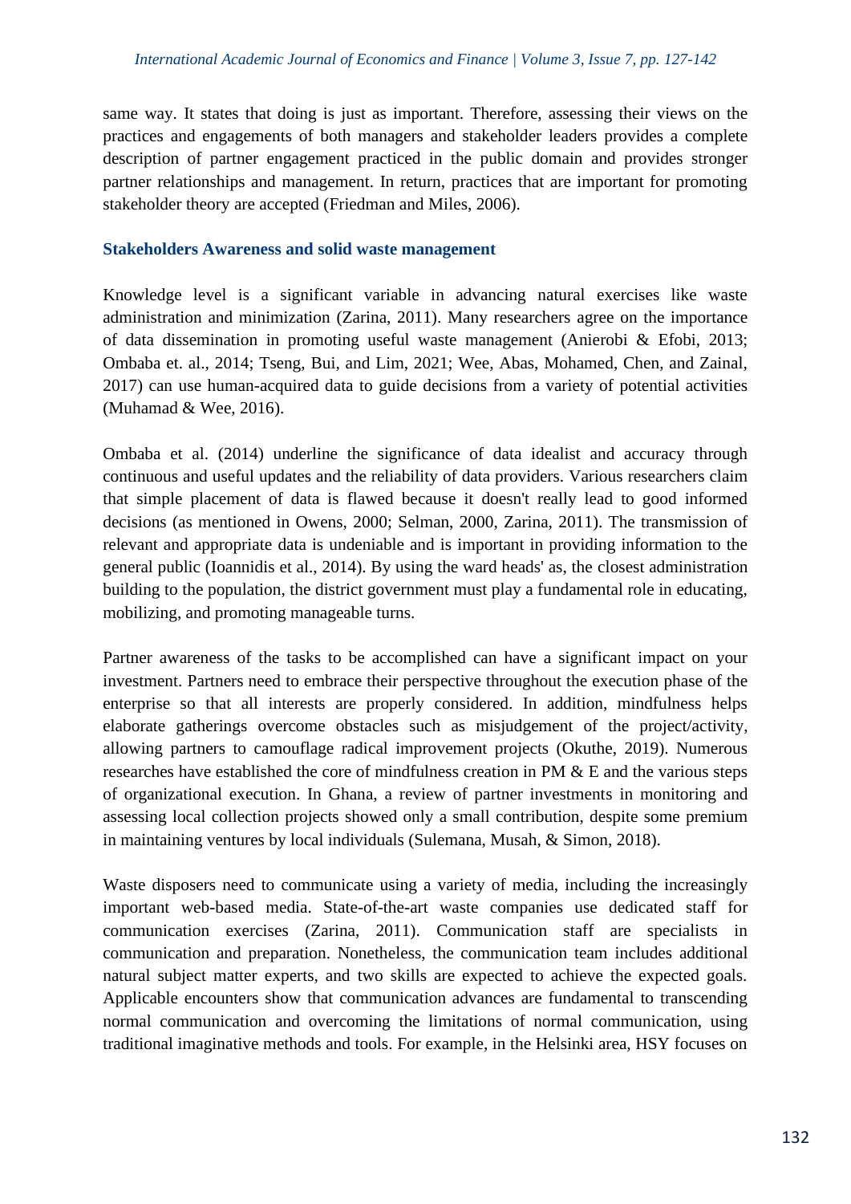same way. It states that doing is just as important. Therefore, assessing their views on the practices and engagements of both managers and stakeholder leaders provides a complete description of partner engagement practiced in the public domain and provides stronger partner relationships and management. In return, practices that are important for promoting stakeholder theory are accepted (Friedman and Miles, 2006).

### Stakeholders Awareness and solid waste management

Knowledge level is a significant variable in advancing natural exercises like waste administration and minimization (Zarina, 2011). Many researchers agree on the importance of data dissemination in promoting useful waste management (Anierobi & Efobi, 2013; Ombaba et. al., 2014; Tseng, Bui, and Lim, 2021; Wee, Abas, Mohamed, Chen, and Zainal, 2017) can use human-acquired data to guide decisions from a variety of potential activities (Muhamad & Wee, 2016).

Ombaba et al. (2014) underline the significance of data idealist and accuracy through continuous and useful updates and the reliability of data providers. Various researchers claim that simple placement of data is flawed because it doesn't really lead to good informed decisions (as mentioned in Owens, 2000; Selman, 2000, Zarina, 2011). The transmission of relevant and appropriate data is undeniable and is important in providing information to the general public (Ioannidis et al., 2014). By using the ward heads' as, the closest administration building to the population, the district government must play a fundamental role in educating, mobilizing, and promoting manageable turns.

Partner awareness of the tasks to be accomplished can have a significant impact on your investment. Partners need to embrace their perspective throughout the execution phase of the enterprise so that all interests are properly considered. In addition, mindfulness helps elaborate gatherings overcome obstacles such as misjudgement of the project/activity, allowing partners to camouflage radical improvement projects (Okuthe, 2019). Numerous researches have established the core of mindfulness creation in PM & E and the various steps of organizational execution. In Ghana, a review of partner investments in monitoring and assessing local collection projects showed only a small contribution, despite some premium in maintaining ventures by local individuals (Sulemana, Musah, & Simon, 2018).

Waste disposers need to communicate using a variety of media, including the increasingly important web-based media. State-of-the-art waste companies use dedicated staff for communication exercises (Zarina, 2011). Communication staff are specialists in communication and preparation. Nonetheless, the communication team includes additional natural subject matter experts, and two skills are expected to achieve the expected goals. Applicable encounters show that communication advances are fundamental to transcending normal communication and overcoming the limitations of normal communication, using traditional imaginative methods and tools. For example, in the Helsinki area, HSY focuses on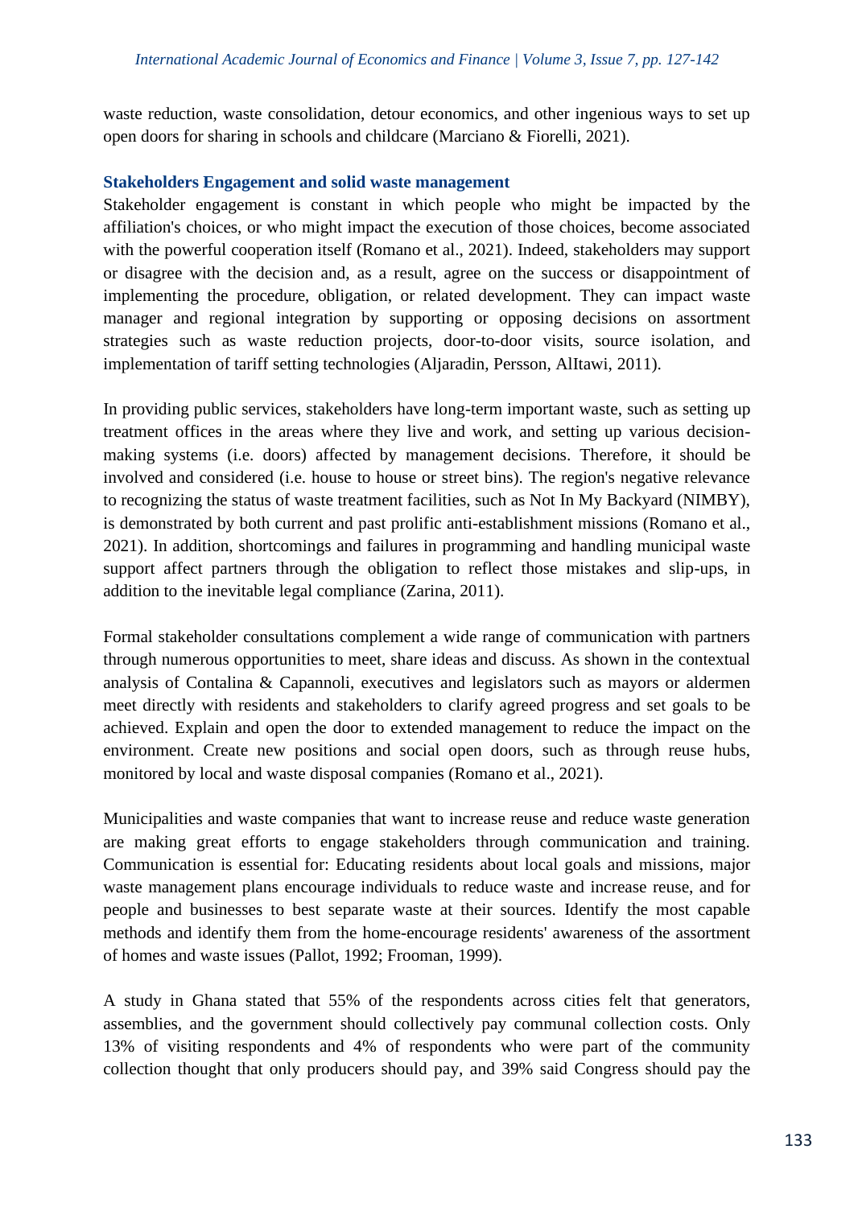waste reduction, waste consolidation, detour economics, and other ingenious ways to set up open doors for sharing in schools and childcare (Marciano & Fiorelli, 2021).

### Stakeholders Engagement and solid waste management

Stakeholder engagement is constant in which people who might be impacted by the affiliation's choices, or who might impact the execution of those choices, become associated with the powerful cooperation itself (Romano et al., 2021). Indeed, stakeholders may support or disagree with the decision and, as a result, agree on the success or disappointment of implementing the procedure, obligation, or related development. They can impact waste manager and regional integration by supporting or opposing decisions on assortment strategies such as waste reduction projects, door-to-door visits, source isolation, and implementation of tariff setting technologies (Aljaradin, Persson, AlItawi, 2011).

In providing public services, stakeholders have long-term important waste, such as setting up treatment offices in the areas where they live and work, and setting up various decision-making systems (i.e. doors) affected by management decisions. Therefore, it should be involved and considered (i.e. house to house or street bins). The region's negative relevance to recognizing the status of waste treatment facilities, such as Not In My Backyard (NIMBY), is demonstrated by both current and past prolific anti-establishment missions (Romano et al., 2021). In addition, shortcomings and failures in programming and handling municipal waste support affect partners through the obligation to reflect those mistakes and slip-ups, in addition to the inevitable legal compliance (Zarina, 2011).

Formal stakeholder consultations complement a wide range of communication with partners through numerous opportunities to meet, share ideas and discuss. As shown in the contextual analysis of Contalina & Capannoli, executives and legislators such as mayors or aldermen meet directly with residents and stakeholders to clarify agreed progress and set goals to be achieved. Explain and open the door to extended management to reduce the impact on the environment. Create new positions and social open doors, such as through reuse hubs, monitored by local and waste disposal companies (Romano et al., 2021).

Municipalities and waste companies that want to increase reuse and reduce waste generation are making great efforts to engage stakeholders through communication and training. Communication is essential for: Educating residents about local goals and missions, major waste management plans encourage individuals to reduce waste and increase reuse, and for people and businesses to best separate waste at their sources. Identify the most capable methods and identify them from the home-encourage residents' awareness of the assortment of homes and waste issues (Pallot, 1992; Frooman, 1999).

A study in Ghana stated that 55% of the respondents across cities felt that generators, assemblies, and the government should collectively pay communal collection costs. Only 13% of visiting respondents and 4% of respondents who were part of the community collection thought that only producers should pay, and 39% said Congress should pay the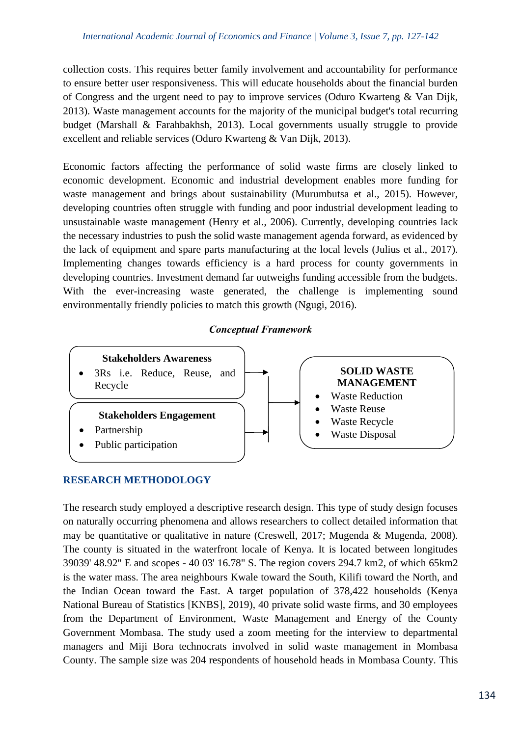collection costs. This requires better family involvement and accountability for performance to ensure better user responsiveness. This will educate households about the financial burden of Congress and the urgent need to pay to improve services (Oduro Kwarteng & Van Dijk, 2013). Waste management accounts for the majority of the municipal budget's total recurring budget (Marshall & Farahbakhsh, 2013). Local governments usually struggle to provide excellent and reliable services (Oduro Kwarteng & Van Dijk, 2013).

Economic factors affecting the performance of solid waste firms are closely linked to economic development. Economic and industrial development enables more funding for waste management and brings about sustainability (Murumbutsa et al., 2015). However, developing countries often struggle with funding and poor industrial development leading to unsustainable waste management (Henry et al., 2006). Currently, developing countries lack the necessary industries to push the solid waste management agenda forward, as evidenced by the lack of equipment and spare parts manufacturing at the local levels (Julius et al., 2017). Implementing changes towards efficiency is a hard process for county governments in developing countries. Investment demand far outweighs funding accessible from the budgets. With the ever-increasing waste generated, the challenge is implementing sound environmentally friendly policies to match this growth (Ngugi, 2016).

***Conceptual Framework***

**Stakeholders Awareness**
- 3Rs i.e. Reduce, Reuse, and Recycle

**Stakeholders Engagement**
- Partnership
- Public participation

→

**SOLID WASTE MANAGEMENT**
- Waste Reduction
- Waste Reuse
- Waste Recycle
- Waste Disposal

## RESEARCH METHODOLOGY

The research study employed a descriptive research design. This type of study design focuses on naturally occurring phenomena and allows researchers to collect detailed information that may be quantitative or qualitative in nature (Creswell, 2017; Mugenda & Mugenda, 2008). The county is situated in the waterfront locale of Kenya. It is located between longitudes 39039' 48.92" E and scopes - 40 03' 16.78" S. The region covers 294.7 km2, of which 65km2 is the water mass. The area neighbours Kwale toward the South, Kilifi toward the North, and the Indian Ocean toward the East. A target population of 378,422 households (Kenya National Bureau of Statistics [KNBS], 2019), 40 private solid waste firms, and 30 employees from the Department of Environment, Waste Management and Energy of the County Government Mombasa. The study used a zoom meeting for the interview to departmental managers and Miji Bora technocrats involved in solid waste management in Mombasa County. The sample size was 204 respondents of household heads in Mombasa County. This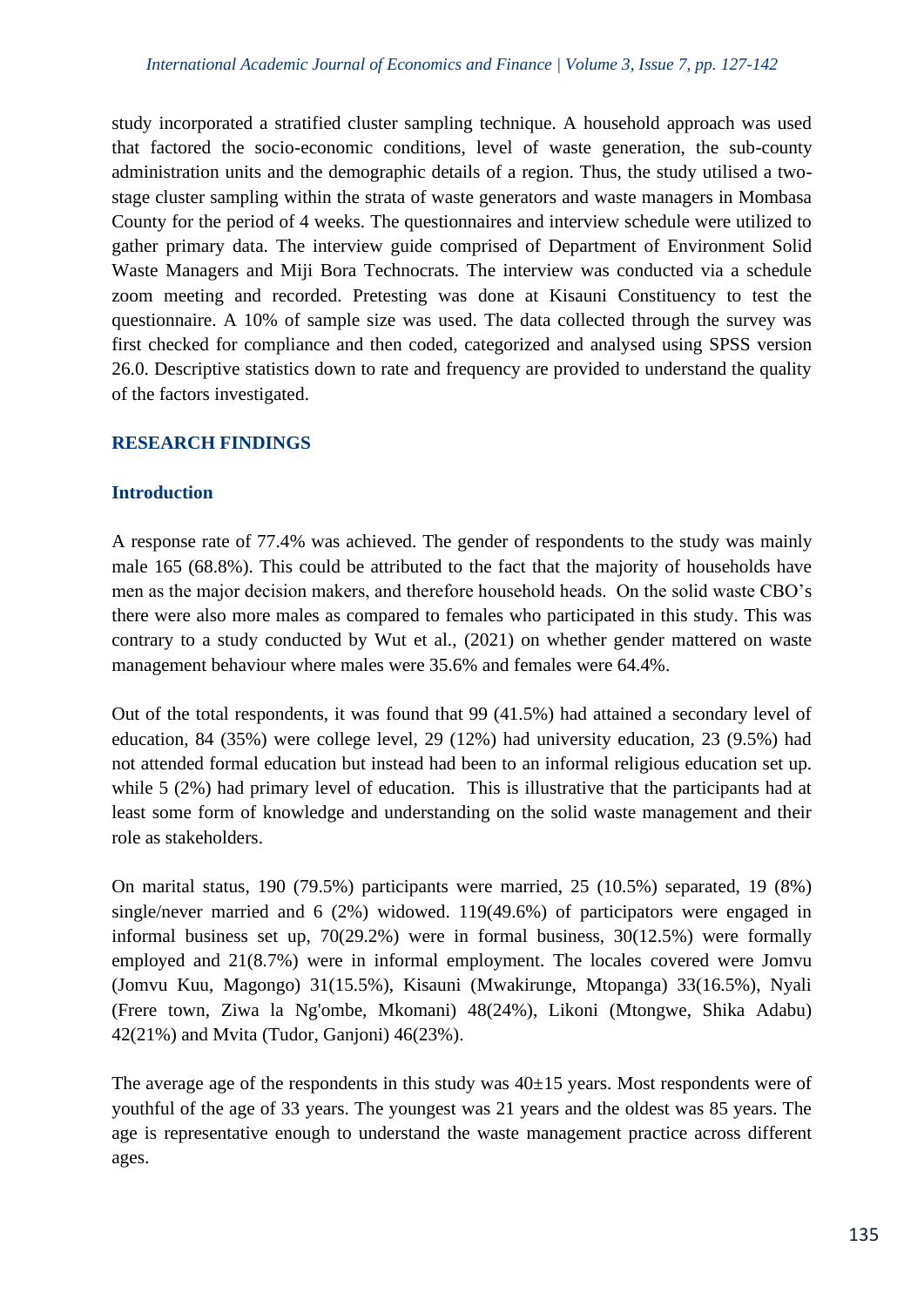study incorporated a stratified cluster sampling technique. A household approach was used that factored the socio-economic conditions, level of waste generation, the sub-county administration units and the demographic details of a region. Thus, the study utilised a two-stage cluster sampling within the strata of waste generators and waste managers in Mombasa County for the period of 4 weeks. The questionnaires and interview schedule were utilized to gather primary data. The interview guide comprised of Department of Environment Solid Waste Managers and Miji Bora Technocrats. The interview was conducted via a schedule zoom meeting and recorded. Pretesting was done at Kisauni Constituency to test the questionnaire. A 10% of sample size was used. The data collected through the survey was first checked for compliance and then coded, categorized and analysed using SPSS version 26.0. Descriptive statistics down to rate and frequency are provided to understand the quality of the factors investigated.

## RESEARCH FINDINGS

### Introduction

A response rate of 77.4% was achieved. The gender of respondents to the study was mainly male 165 (68.8%). This could be attributed to the fact that the majority of households have men as the major decision makers, and therefore household heads. On the solid waste CBO's there were also more males as compared to females who participated in this study. This was contrary to a study conducted by Wut et al., (2021) on whether gender mattered on waste management behaviour where males were 35.6% and females were 64.4%.

Out of the total respondents, it was found that 99 (41.5%) had attained a secondary level of education, 84 (35%) were college level, 29 (12%) had university education, 23 (9.5%) had not attended formal education but instead had been to an informal religious education set up. while 5 (2%) had primary level of education. This is illustrative that the participants had at least some form of knowledge and understanding on the solid waste management and their role as stakeholders.

On marital status, 190 (79.5%) participants were married, 25 (10.5%) separated, 19 (8%) single/never married and 6 (2%) widowed. 119(49.6%) of participators were engaged in informal business set up, 70(29.2%) were in formal business, 30(12.5%) were formally employed and 21(8.7%) were in informal employment. The locales covered were Jomvu (Jomvu Kuu, Magongo) 31(15.5%), Kisauni (Mwakirunge, Mtopanga) 33(16.5%), Nyali (Frere town, Ziwa la Ng'ombe, Mkomani) 48(24%), Likoni (Mtongwe, Shika Adabu) 42(21%) and Mvita (Tudor, Ganjoni) 46(23%).

The average age of the respondents in this study was 40±15 years. Most respondents were of youthful of the age of 33 years. The youngest was 21 years and the oldest was 85 years. The age is representative enough to understand the waste management practice across different ages.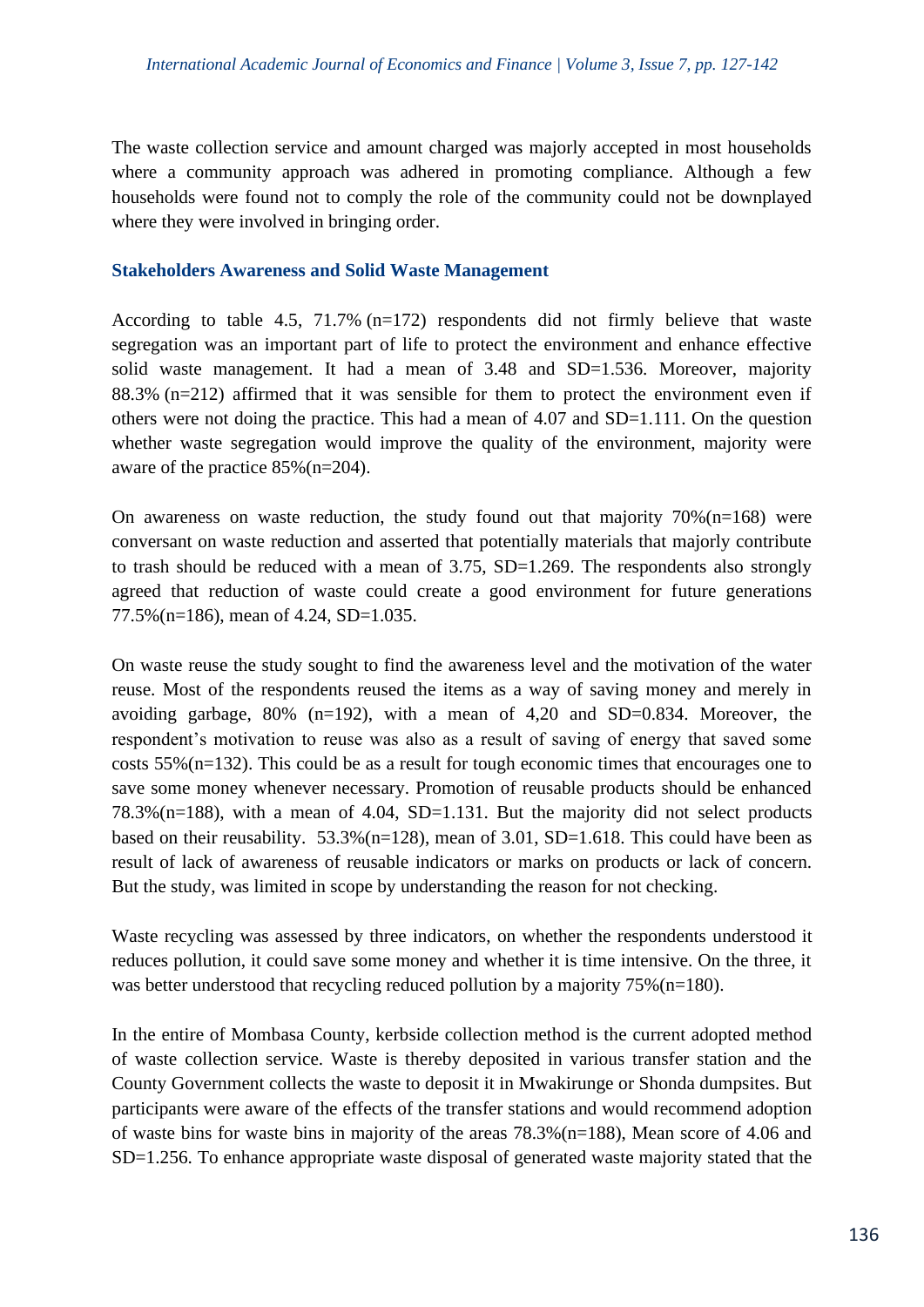The waste collection service and amount charged was majorly accepted in most households where a community approach was adhered in promoting compliance. Although a few households were found not to comply the role of the community could not be downplayed where they were involved in bringing order.

### Stakeholders Awareness and Solid Waste Management

According to table 4.5, 71.7% (n=172) respondents did not firmly believe that waste segregation was an important part of life to protect the environment and enhance effective solid waste management. It had a mean of 3.48 and SD=1.536. Moreover, majority 88.3% (n=212) affirmed that it was sensible for them to protect the environment even if others were not doing the practice. This had a mean of 4.07 and SD=1.111. On the question whether waste segregation would improve the quality of the environment, majority were aware of the practice 85%(n=204).

On awareness on waste reduction, the study found out that majority 70%(n=168) were conversant on waste reduction and asserted that potentially materials that majorly contribute to trash should be reduced with a mean of 3.75, SD=1.269. The respondents also strongly agreed that reduction of waste could create a good environment for future generations 77.5%(n=186), mean of 4.24, SD=1.035.

On waste reuse the study sought to find the awareness level and the motivation of the water reuse. Most of the respondents reused the items as a way of saving money and merely in avoiding garbage, 80% (n=192), with a mean of 4,20 and SD=0.834. Moreover, the respondent's motivation to reuse was also as a result of saving of energy that saved some costs 55%(n=132). This could be as a result for tough economic times that encourages one to save some money whenever necessary. Promotion of reusable products should be enhanced 78.3%(n=188), with a mean of 4.04, SD=1.131. But the majority did not select products based on their reusability. 53.3%(n=128), mean of 3.01, SD=1.618. This could have been as result of lack of awareness of reusable indicators or marks on products or lack of concern. But the study, was limited in scope by understanding the reason for not checking.

Waste recycling was assessed by three indicators, on whether the respondents understood it reduces pollution, it could save some money and whether it is time intensive. On the three, it was better understood that recycling reduced pollution by a majority 75%(n=180).

In the entire of Mombasa County, kerbside collection method is the current adopted method of waste collection service. Waste is thereby deposited in various transfer station and the County Government collects the waste to deposit it in Mwakirunge or Shonda dumpsites. But participants were aware of the effects of the transfer stations and would recommend adoption of waste bins for waste bins in majority of the areas 78.3%(n=188), Mean score of 4.06 and SD=1.256. To enhance appropriate waste disposal of generated waste majority stated that the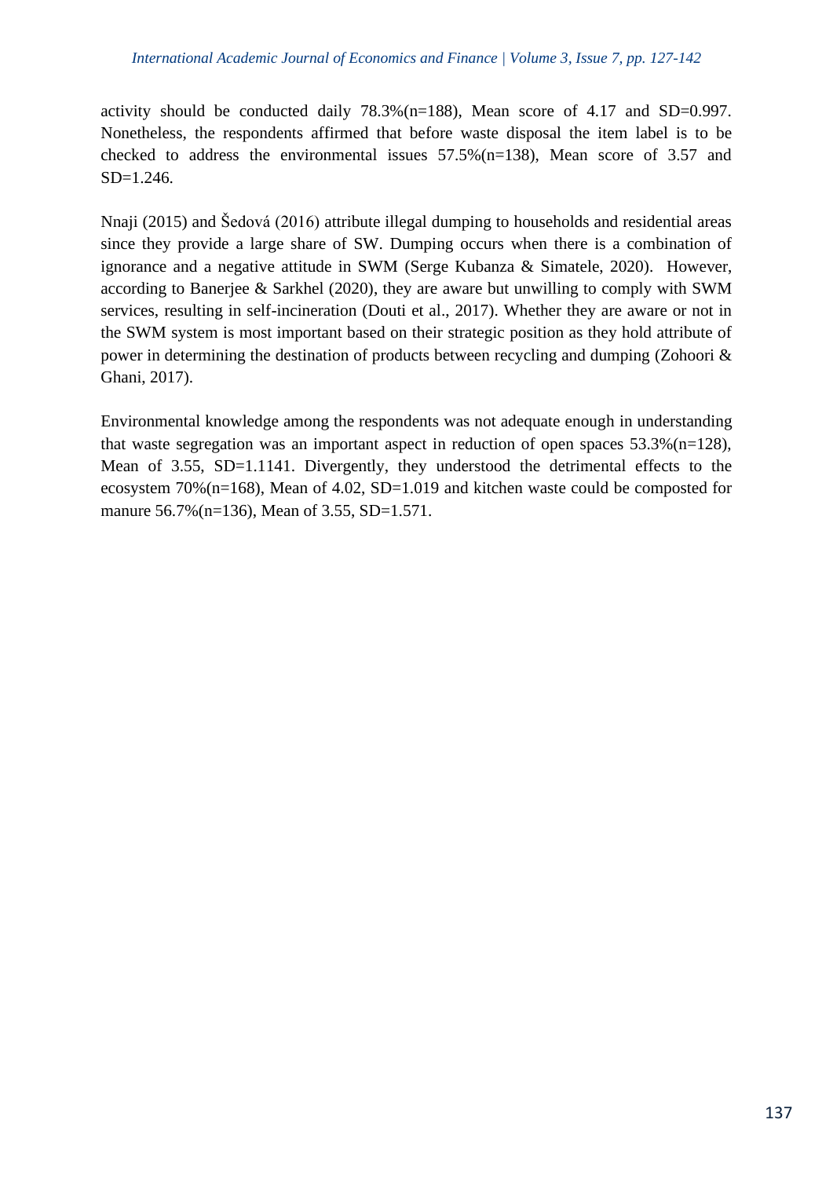activity should be conducted daily 78.3%(n=188), Mean score of 4.17 and SD=0.997. Nonetheless, the respondents affirmed that before waste disposal the item label is to be checked to address the environmental issues 57.5%(n=138), Mean score of 3.57 and SD=1.246.

Nnaji (2015) and Šedová (2016) attribute illegal dumping to households and residential areas since they provide a large share of SW. Dumping occurs when there is a combination of ignorance and a negative attitude in SWM (Serge Kubanza & Simatele, 2020). However, according to Banerjee & Sarkhel (2020), they are aware but unwilling to comply with SWM services, resulting in self-incineration (Douti et al., 2017). Whether they are aware or not in the SWM system is most important based on their strategic position as they hold attribute of power in determining the destination of products between recycling and dumping (Zohoori & Ghani, 2017).

Environmental knowledge among the respondents was not adequate enough in understanding that waste segregation was an important aspect in reduction of open spaces 53.3%(n=128), Mean of 3.55, SD=1.1141. Divergently, they understood the detrimental effects to the ecosystem 70%(n=168), Mean of 4.02, SD=1.019 and kitchen waste could be composted for manure 56.7%(n=136), Mean of 3.55, SD=1.571.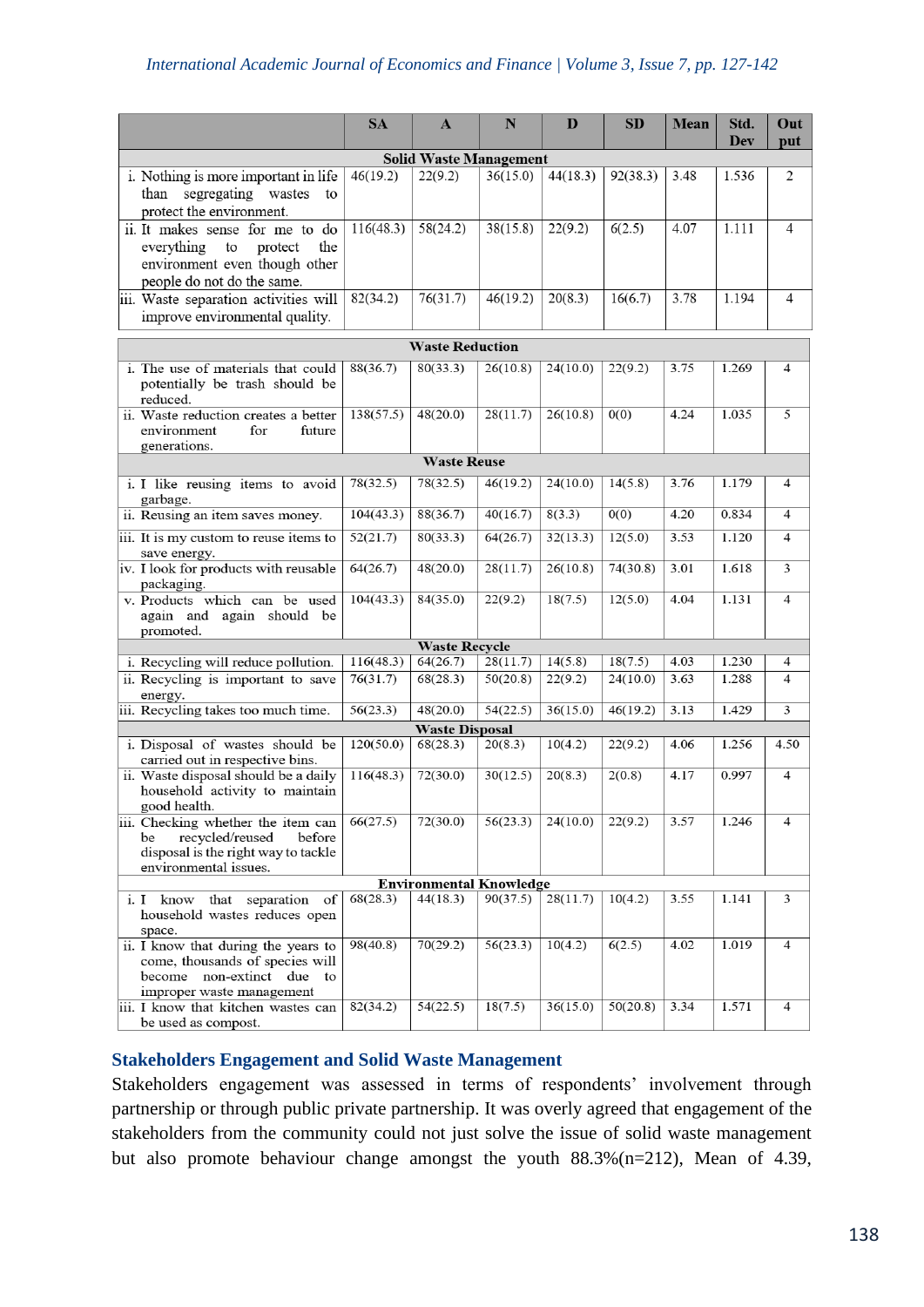| | SA | A | N | D | SD | Mean | Std. Dev | Out put |
|---|---|---|---|---|---|---|---|---|
| **Solid Waste Management** | | | | | | | | |
| i. Nothing is more important in life than segregating wastes to protect the environment. | 46(19.2) | 22(9.2) | 36(15.0) | 44(18.3) | 92(38.3) | 3.48 | 1.536 | 2 |
| ii. It makes sense for me to do everything to protect the environment even though other people do not do the same. | 116(48.3) | 58(24.2) | 38(15.8) | 22(9.2) | 6(2.5) | 4.07 | 1.111 | 4 |
| iii. Waste separation activities will improve environmental quality. | 82(34.2) | 76(31.7) | 46(19.2) | 20(8.3) | 16(6.7) | 3.78 | 1.194 | 4 |
| **Waste Reduction** | | | | | | | | |
| i. The use of materials that could potentially be trash should be reduced. | 88(36.7) | 80(33.3) | 26(10.8) | 24(10.0) | 22(9.2) | 3.75 | 1.269 | 4 |
| ii. Waste reduction creates a better environment for future generations. | 138(57.5) | 48(20.0) | 28(11.7) | 26(10.8) | 0(0) | 4.24 | 1.035 | 5 |
| **Waste Reuse** | | | | | | | | |
| i. I like reusing items to avoid garbage. | 78(32.5) | 78(32.5) | 46(19.2) | 24(10.0) | 14(5.8) | 3.76 | 1.179 | 4 |
| ii. Reusing an item saves money. | 104(43.3) | 88(36.7) | 40(16.7) | 8(3.3) | 0(0) | 4.20 | 0.834 | 4 |
| iii. It is my custom to reuse items to save energy. | 52(21.7) | 80(33.3) | 64(26.7) | 32(13.3) | 12(5.0) | 3.53 | 1.120 | 4 |
| iv. I look for products with reusable packaging. | 64(26.7) | 48(20.0) | 28(11.7) | 26(10.8) | 74(30.8) | 3.01 | 1.618 | 3 |
| v. Products which can be used again and again should be promoted. | 104(43.3) | 84(35.0) | 22(9.2) | 18(7.5) | 12(5.0) | 4.04 | 1.131 | 4 |
| **Waste Recycle** | | | | | | | | |
| i. Recycling will reduce pollution. | 116(48.3) | 64(26.7) | 28(11.7) | 14(5.8) | 18(7.5) | 4.03 | 1.230 | 4 |
| ii. Recycling is important to save energy. | 76(31.7) | 68(28.3) | 50(20.8) | 22(9.2) | 24(10.0) | 3.63 | 1.288 | 4 |
| iii. Recycling takes too much time. | 56(23.3) | 48(20.0) | 54(22.5) | 36(15.0) | 46(19.2) | 3.13 | 1.429 | 3 |
| **Waste Disposal** | | | | | | | | |
| i. Disposal of wastes should be carried out in respective bins. | 120(50.0) | 68(28.3) | 20(8.3) | 10(4.2) | 22(9.2) | 4.06 | 1.256 | 4.50 |
| ii. Waste disposal should be a daily household activity to maintain good health. | 116(48.3) | 72(30.0) | 30(12.5) | 20(8.3) | 2(0.8) | 4.17 | 0.997 | 4 |
| iii. Checking whether the item can be recycled/reused before disposal is the right way to tackle environmental issues. | 66(27.5) | 72(30.0) | 56(23.3) | 24(10.0) | 22(9.2) | 3.57 | 1.246 | 4 |
| **Environmental Knowledge** | | | | | | | | |
| i. I know that separation of household wastes reduces open space. | 68(28.3) | 44(18.3) | 90(37.5) | 28(11.7) | 10(4.2) | 3.55 | 1.141 | 3 |
| ii. I know that during the years to come, thousands of species will become non-extinct due to improper waste management | 98(40.8) | 70(29.2) | 56(23.3) | 10(4.2) | 6(2.5) | 4.02 | 1.019 | 4 |
| iii. I know that kitchen wastes can be used as compost. | 82(34.2) | 54(22.5) | 18(7.5) | 36(15.0) | 50(20.8) | 3.34 | 1.571 | 4 |

## Stakeholders Engagement and Solid Waste Management

Stakeholders engagement was assessed in terms of respondents' involvement through partnership or through public private partnership. It was overly agreed that engagement of the stakeholders from the community could not just solve the issue of solid waste management but also promote behaviour change amongst the youth 88.3%(n=212), Mean of 4.39,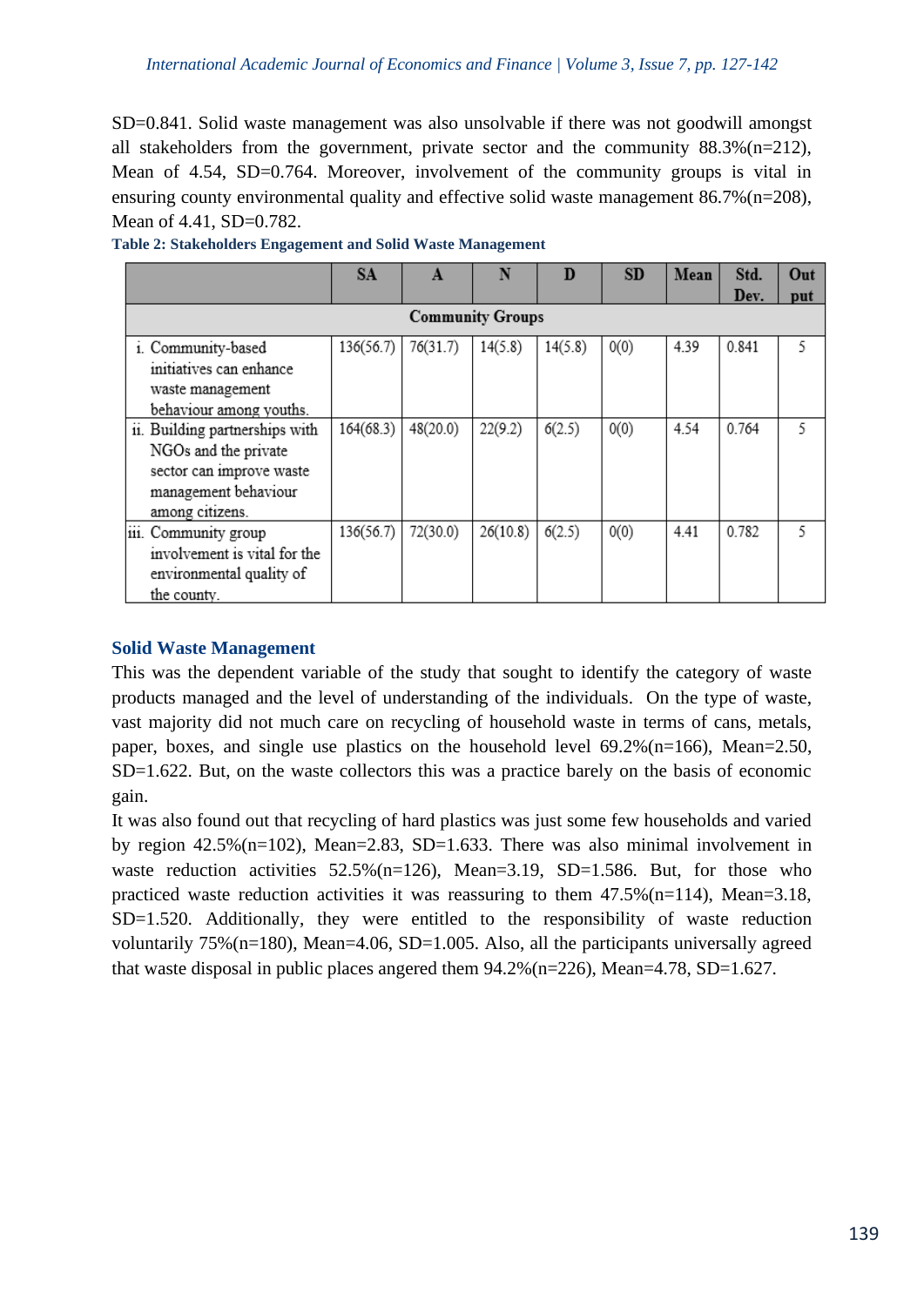SD=0.841. Solid waste management was also unsolvable if there was not goodwill amongst all stakeholders from the government, private sector and the community 88.3%(n=212), Mean of 4.54, SD=0.764. Moreover, involvement of the community groups is vital in ensuring county environmental quality and effective solid waste management 86.7%(n=208), Mean of 4.41, SD=0.782.

**Table 2: Stakeholders Engagement and Solid Waste Management**

| | SA | A | N | D | SD | Mean | Std. Dev. | Out put |
|---|---|---|---|---|---|---|---|---|
| **Community Groups** | | | | | | | | |
| i. Community-based initiatives can enhance waste management behaviour among youths. | 136(56.7) | 76(31.7) | 14(5.8) | 14(5.8) | 0(0) | 4.39 | 0.841 | 5 |
| ii. Building partnerships with NGOs and the private sector can improve waste management behaviour among citizens. | 164(68.3) | 48(20.0) | 22(9.2) | 6(2.5) | 0(0) | 4.54 | 0.764 | 5 |
| iii. Community group involvement is vital for the environmental quality of the county. | 136(56.7) | 72(30.0) | 26(10.8) | 6(2.5) | 0(0) | 4.41 | 0.782 | 5 |

## Solid Waste Management

This was the dependent variable of the study that sought to identify the category of waste products managed and the level of understanding of the individuals. On the type of waste, vast majority did not much care on recycling of household waste in terms of cans, metals, paper, boxes, and single use plastics on the household level 69.2%(n=166), Mean=2.50, SD=1.622. But, on the waste collectors this was a practice barely on the basis of economic gain.

It was also found out that recycling of hard plastics was just some few households and varied by region 42.5%(n=102), Mean=2.83, SD=1.633. There was also minimal involvement in waste reduction activities 52.5%(n=126), Mean=3.19, SD=1.586. But, for those who practiced waste reduction activities it was reassuring to them 47.5%(n=114), Mean=3.18, SD=1.520. Additionally, they were entitled to the responsibility of waste reduction voluntarily 75%(n=180), Mean=4.06, SD=1.005. Also, all the participants universally agreed that waste disposal in public places angered them 94.2%(n=226), Mean=4.78, SD=1.627.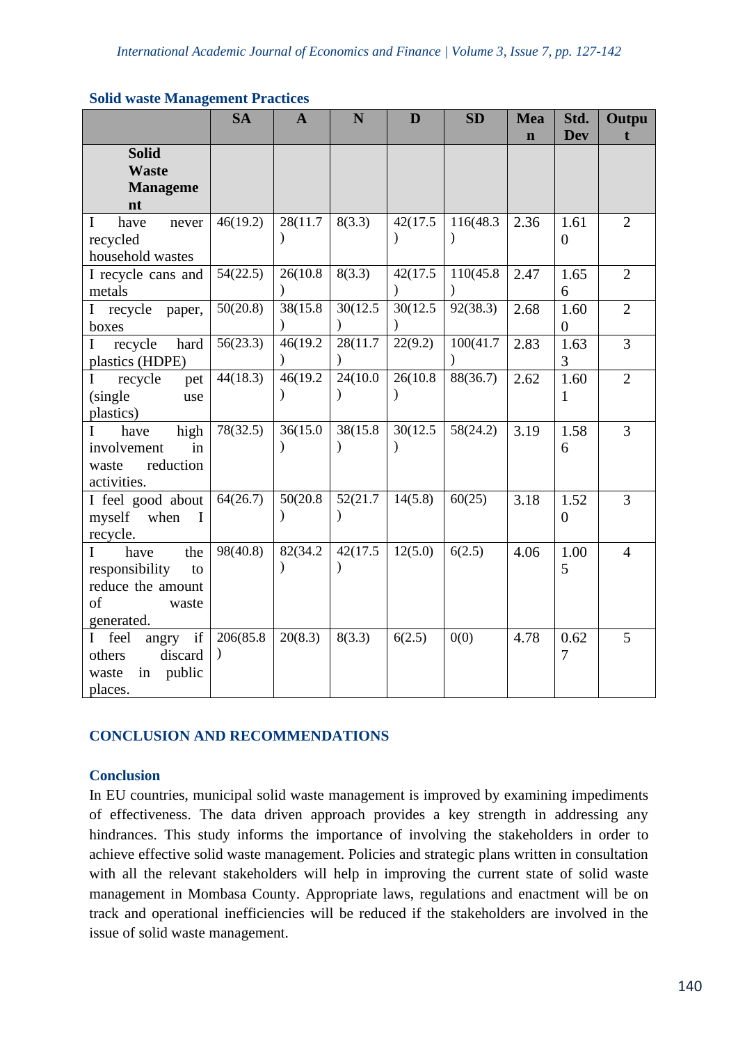### Solid waste Management Practices

| | SA | A | N | D | SD | Mean | Std. Dev | Output |
|---|---|---|---|---|---|---|---|---|
| **Solid Waste Management** | | | | | | | | |
| I have never recycled household wastes | 46(19.2) | 28(11.7) | 8(3.3) | 42(17.5) | 116(48.3) | 2.36 | 1.610 | 2 |
| I recycle cans and metals | 54(22.5) | 26(10.8) | 8(3.3) | 42(17.5) | 110(45.8) | 2.47 | 1.656 | 2 |
| I recycle paper, boxes | 50(20.8) | 38(15.8) | 30(12.5) | 30(12.5) | 92(38.3) | 2.68 | 1.600 | 2 |
| I recycle hard plastics (HDPE) | 56(23.3) | 46(19.2) | 28(11.7) | 22(9.2) | 100(41.7) | 2.83 | 1.633 | 3 |
| I recycle pet (single use plastics) | 44(18.3) | 46(19.2) | 24(10.0) | 26(10.8) | 88(36.7) | 2.62 | 1.601 | 2 |
| I have high involvement in waste reduction activities. | 78(32.5) | 36(15.0) | 38(15.8) | 30(12.5) | 58(24.2) | 3.19 | 1.586 | 3 |
| I feel good about myself when I recycle. | 64(26.7) | 50(20.8) | 52(21.7) | 14(5.8) | 60(25) | 3.18 | 1.520 | 3 |
| I have the responsibility to reduce the amount of waste generated. | 98(40.8) | 82(34.2) | 42(17.5) | 12(5.0) | 6(2.5) | 4.06 | 1.005 | 4 |
| I feel angry if others discard waste in public places. | 206(85.8) | 20(8.3) | 8(3.3) | 6(2.5) | 0(0) | 4.78 | 0.627 | 5 |

## CONCLUSION AND RECOMMENDATIONS

### Conclusion

In EU countries, municipal solid waste management is improved by examining impediments of effectiveness. The data driven approach provides a key strength in addressing any hindrances. This study informs the importance of involving the stakeholders in order to achieve effective solid waste management. Policies and strategic plans written in consultation with all the relevant stakeholders will help in improving the current state of solid waste management in Mombasa County. Appropriate laws, regulations and enactment will be on track and operational inefficiencies will be reduced if the stakeholders are involved in the issue of solid waste management.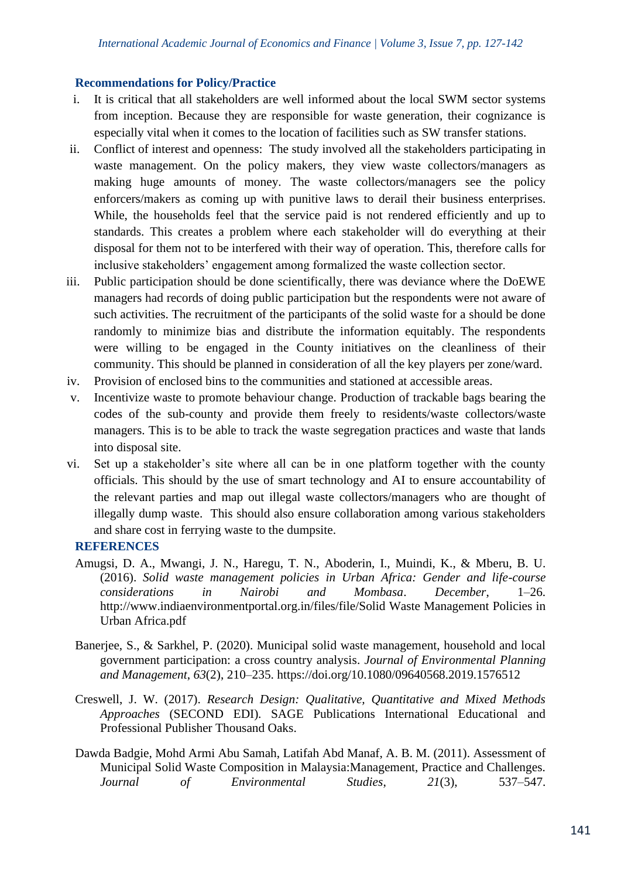## Recommendations for Policy/Practice

i. It is critical that all stakeholders are well informed about the local SWM sector systems from inception. Because they are responsible for waste generation, their cognizance is especially vital when it comes to the location of facilities such as SW transfer stations.

ii. Conflict of interest and openness: The study involved all the stakeholders participating in waste management. On the policy makers, they view waste collectors/managers as making huge amounts of money. The waste collectors/managers see the policy enforcers/makers as coming up with punitive laws to derail their business enterprises. While, the households feel that the service paid is not rendered efficiently and up to standards. This creates a problem where each stakeholder will do everything at their disposal for them not to be interfered with their way of operation. This, therefore calls for inclusive stakeholders' engagement among formalized the waste collection sector.

iii. Public participation should be done scientifically, there was deviance where the DoEWE managers had records of doing public participation but the respondents were not aware of such activities. The recruitment of the participants of the solid waste for a should be done randomly to minimize bias and distribute the information equitably. The respondents were willing to be engaged in the County initiatives on the cleanliness of their community. This should be planned in consideration of all the key players per zone/ward.

iv. Provision of enclosed bins to the communities and stationed at accessible areas.

v. Incentivize waste to promote behaviour change. Production of trackable bags bearing the codes of the sub-county and provide them freely to residents/waste collectors/waste managers. This is to be able to track the waste segregation practices and waste that lands into disposal site.

vi. Set up a stakeholder's site where all can be in one platform together with the county officials. This should by the use of smart technology and AI to ensure accountability of the relevant parties and map out illegal waste collectors/managers who are thought of illegally dump waste. This should also ensure collaboration among various stakeholders and share cost in ferrying waste to the dumpsite.

## REFERENCES

Amugsi, D. A., Mwangi, J. N., Haregu, T. N., Aboderin, I., Muindi, K., & Mberu, B. U. (2016). *Solid waste management policies in Urban Africa: Gender and life-course considerations in Nairobi and Mombasa*. *December*, 1–26. http://www.indiaenvironmentportal.org.in/files/file/Solid Waste Management Policies in Urban Africa.pdf

Banerjee, S., & Sarkhel, P. (2020). Municipal solid waste management, household and local government participation: a cross country analysis. *Journal of Environmental Planning and Management*, *63*(2), 210–235. https://doi.org/10.1080/09640568.2019.1576512

Creswell, J. W. (2017). *Research Design: Qualitative, Quantitative and Mixed Methods Approaches* (SECOND EDI). SAGE Publications International Educational and Professional Publisher Thousand Oaks.

Dawda Badgie, Mohd Armi Abu Samah, Latifah Abd Manaf, A. B. M. (2011). Assessment of Municipal Solid Waste Composition in Malaysia:Management, Practice and Challenges. *Journal of Environmental Studies*, *21*(3), 537–547.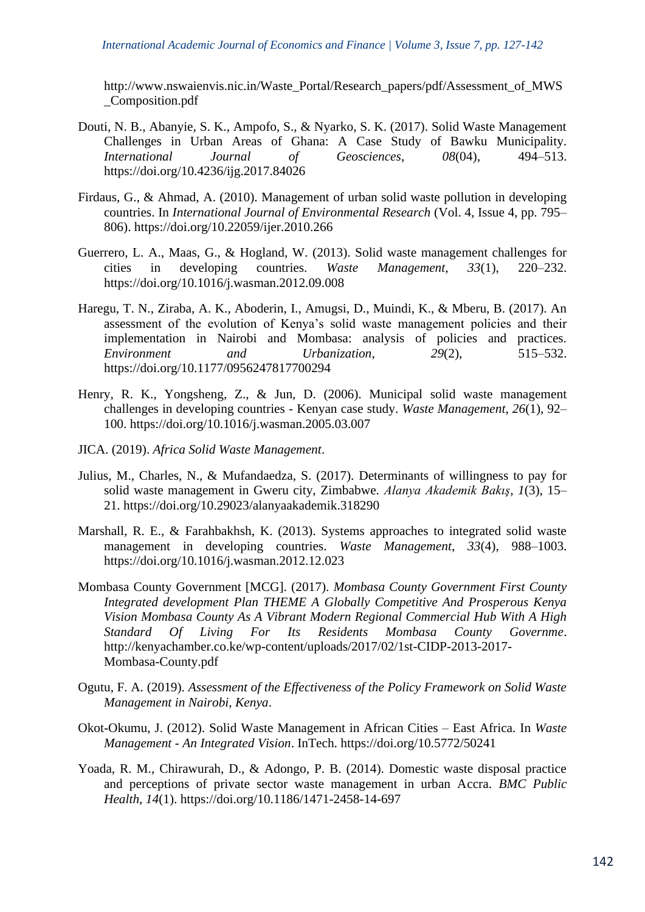http://www.nswaienvis.nic.in/Waste_Portal/Research_papers/pdf/Assessment_of_MWS_Composition.pdf

Douti, N. B., Abanyie, S. K., Ampofo, S., & Nyarko, S. K. (2017). Solid Waste Management Challenges in Urban Areas of Ghana: A Case Study of Bawku Municipality. *International Journal of Geosciences*, *08*(04), 494–513. https://doi.org/10.4236/ijg.2017.84026

Firdaus, G., & Ahmad, A. (2010). Management of urban solid waste pollution in developing countries. In *International Journal of Environmental Research* (Vol. 4, Issue 4, pp. 795–806). https://doi.org/10.22059/ijer.2010.266

Guerrero, L. A., Maas, G., & Hogland, W. (2013). Solid waste management challenges for cities in developing countries. *Waste Management*, *33*(1), 220–232. https://doi.org/10.1016/j.wasman.2012.09.008

Haregu, T. N., Ziraba, A. K., Aboderin, I., Amugsi, D., Muindi, K., & Mberu, B. (2017). An assessment of the evolution of Kenya's solid waste management policies and their implementation in Nairobi and Mombasa: analysis of policies and practices. *Environment and Urbanization*, *29*(2), 515–532. https://doi.org/10.1177/0956247817700294

Henry, R. K., Yongsheng, Z., & Jun, D. (2006). Municipal solid waste management challenges in developing countries - Kenyan case study. *Waste Management*, *26*(1), 92–100. https://doi.org/10.1016/j.wasman.2005.03.007

JICA. (2019). *Africa Solid Waste Management*.

Julius, M., Charles, N., & Mufandaedza, S. (2017). Determinants of willingness to pay for solid waste management in Gweru city, Zimbabwe. *Alanya Akademik Bakış*, *1*(3), 15–21. https://doi.org/10.29023/alanyaakademik.318290

Marshall, R. E., & Farahbakhsh, K. (2013). Systems approaches to integrated solid waste management in developing countries. *Waste Management*, *33*(4), 988–1003. https://doi.org/10.1016/j.wasman.2012.12.023

Mombasa County Government [MCG]. (2017). *Mombasa County Government First County Integrated development Plan THEME A Globally Competitive And Prosperous Kenya Vision Mombasa County As A Vibrant Modern Regional Commercial Hub With A High Standard Of Living For Its Residents Mombasa County Governme*. http://kenyachamber.co.ke/wp-content/uploads/2017/02/1st-CIDP-2013-2017-Mombasa-County.pdf

Ogutu, F. A. (2019). *Assessment of the Effectiveness of the Policy Framework on Solid Waste Management in Nairobi, Kenya*.

Okot-Okumu, J. (2012). Solid Waste Management in African Cities – East Africa. In *Waste Management - An Integrated Vision*. InTech. https://doi.org/10.5772/50241

Yoada, R. M., Chirawurah, D., & Adongo, P. B. (2014). Domestic waste disposal practice and perceptions of private sector waste management in urban Accra. *BMC Public Health*, *14*(1). https://doi.org/10.1186/1471-2458-14-697